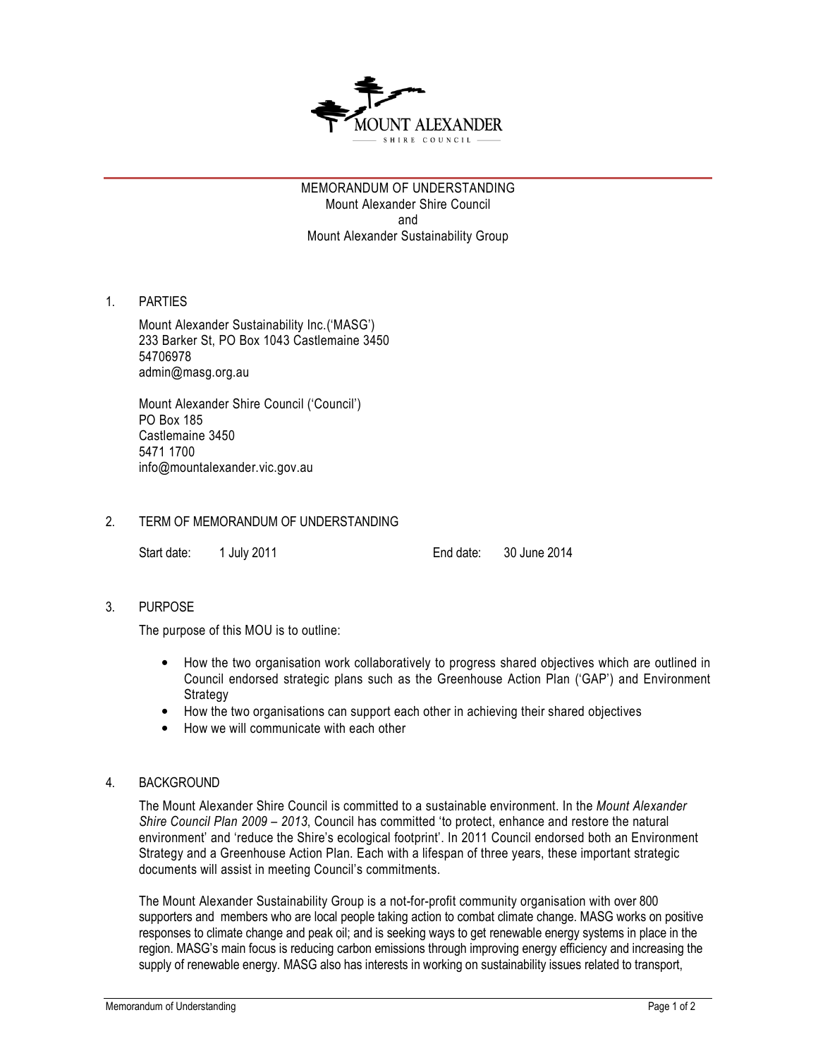MOUNT ALEXANDER
SHIRE COUNCIL

MEMORANDUM OF UNDERSTANDING
Mount Alexander Shire Council
and
Mount Alexander Sustainability Group

## 1. PARTIES

Mount Alexander Sustainability Inc.('MASG')
233 Barker St, PO Box 1043 Castlemaine 3450
54706978
admin@masg.org.au

Mount Alexander Shire Council ('Council')
PO Box 185
Castlemaine 3450
5471 1700
info@mountalexander.vic.gov.au

## 2. TERM OF MEMORANDUM OF UNDERSTANDING

Start date: 1 July 2011 End date: 30 June 2014

## 3. PURPOSE

The purpose of this MOU is to outline:

- How the two organisation work collaboratively to progress shared objectives which are outlined in Council endorsed strategic plans such as the Greenhouse Action Plan ('GAP') and Environment Strategy
- How the two organisations can support each other in achieving their shared objectives
- How we will communicate with each other

## 4. BACKGROUND

The Mount Alexander Shire Council is committed to a sustainable environment. In the *Mount Alexander Shire Council Plan 2009 – 2013*, Council has committed 'to protect, enhance and restore the natural environment' and 'reduce the Shire's ecological footprint'. In 2011 Council endorsed both an Environment Strategy and a Greenhouse Action Plan. Each with a lifespan of three years, these important strategic documents will assist in meeting Council's commitments.

The Mount Alexander Sustainability Group is a not-for-profit community organisation with over 800 supporters and members who are local people taking action to combat climate change. MASG works on positive responses to climate change and peak oil; and is seeking ways to get renewable energy systems in place in the region. MASG's main focus is reducing carbon emissions through improving energy efficiency and increasing the supply of renewable energy. MASG also has interests in working on sustainability issues related to transport,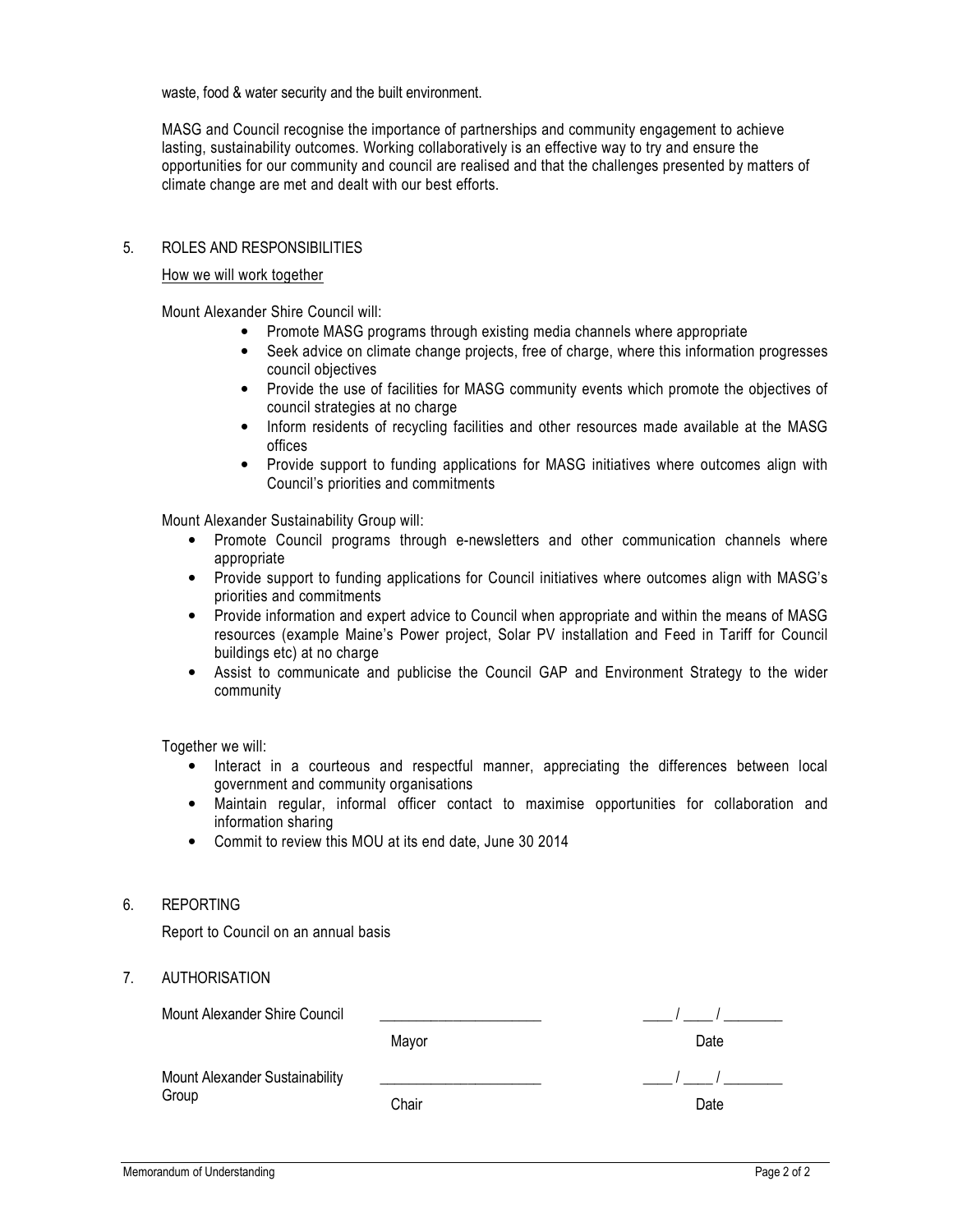waste, food & water security and the built environment.

MASG and Council recognise the importance of partnerships and community engagement to achieve lasting, sustainability outcomes. Working collaboratively is an effective way to try and ensure the opportunities for our community and council are realised and that the challenges presented by matters of climate change are met and dealt with our best efforts.

## 5. ROLES AND RESPONSIBILITIES

How we will work together

Mount Alexander Shire Council will:

- Promote MASG programs through existing media channels where appropriate
- Seek advice on climate change projects, free of charge, where this information progresses council objectives
- Provide the use of facilities for MASG community events which promote the objectives of council strategies at no charge
- Inform residents of recycling facilities and other resources made available at the MASG offices
- Provide support to funding applications for MASG initiatives where outcomes align with Council's priorities and commitments

Mount Alexander Sustainability Group will:

- Promote Council programs through e-newsletters and other communication channels where appropriate
- Provide support to funding applications for Council initiatives where outcomes align with MASG's priorities and commitments
- Provide information and expert advice to Council when appropriate and within the means of MASG resources (example Maine's Power project, Solar PV installation and Feed in Tariff for Council buildings etc) at no charge
- Assist to communicate and publicise the Council GAP and Environment Strategy to the wider community

Together we will:

- Interact in a courteous and respectful manner, appreciating the differences between local government and community organisations
- Maintain regular, informal officer contact to maximise opportunities for collaboration and information sharing
- Commit to review this MOU at its end date, June 30 2014

## 6. REPORTING

Report to Council on an annual basis

## 7. AUTHORISATION

| | | |
|---|---|---|
| Mount Alexander Shire Council | ______________________ Mayor | ____ / ____ / ________ Date |
| Mount Alexander Sustainability Group | ______________________ Chair | ____ / ____ / ________ Date |